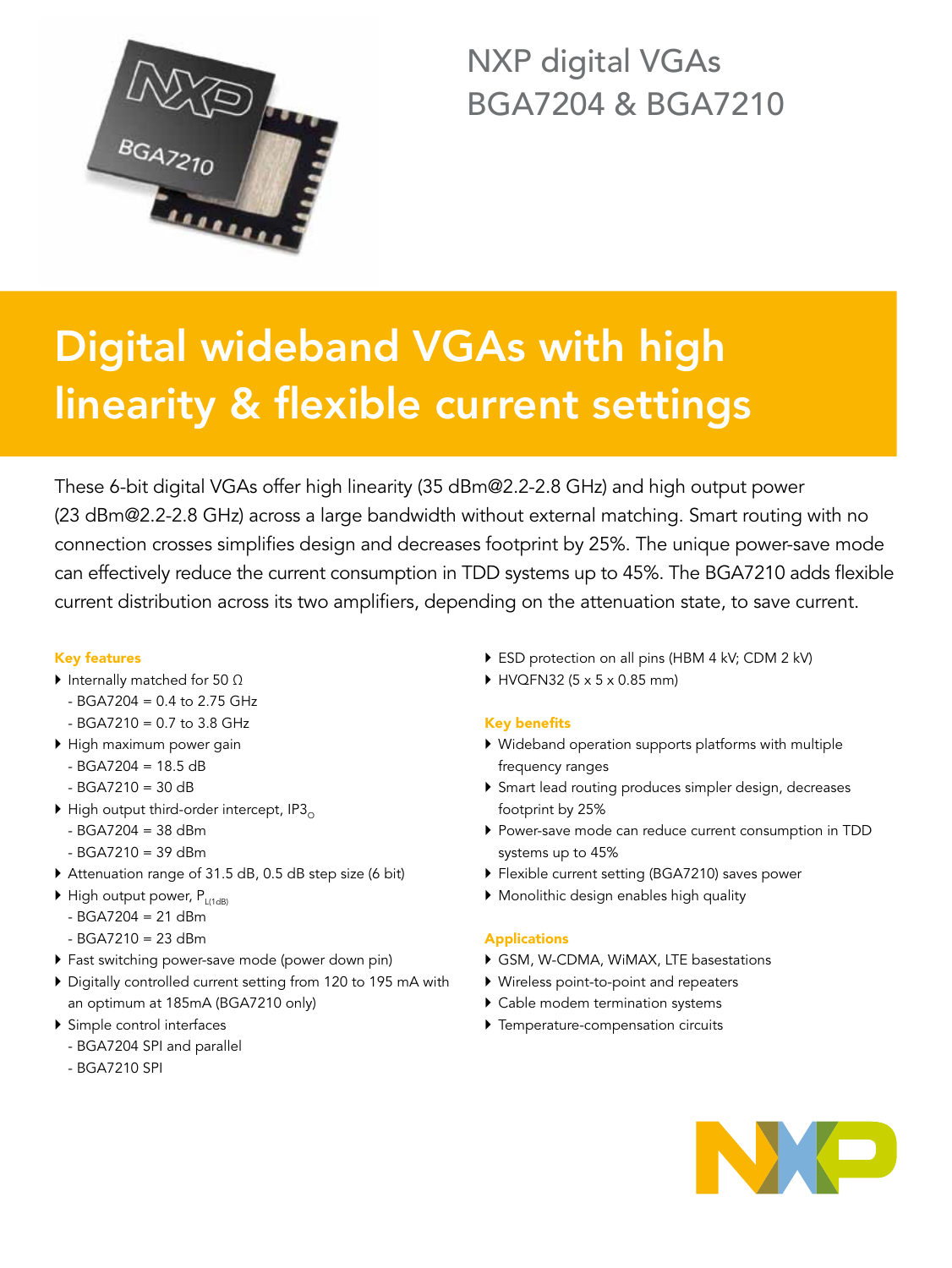# NXP digital VGAs BGA7204 & BGA7210

## Digital wideband VGAs with high linearity & flexible current settings

These 6-bit digital VGAs offer high linearity (35 dBm@2.2-2.8 GHz) and high output power (23 dBm@2.2-2.8 GHz) across a large bandwidth without external matching. Smart routing with no connection crosses simplifies design and decreases footprint by 25%. The unique power-save mode can effectively reduce the current consumption in TDD systems up to 45%. The BGA7210 adds flexible current distribution across its two amplifiers, depending on the attenuation state, to save current.

### Key features

- Internally matched for 50 Ω
  - BGA7204 = 0.4 to 2.75 GHz
  - BGA7210 = 0.7 to 3.8 GHz
- High maximum power gain
  - BGA7204 = 18.5 dB
  - BGA7210 = 30 dB
- High output third-order intercept, $IP3_O$
  - BGA7204 = 38 dBm
  - BGA7210 = 39 dBm
- Attenuation range of 31.5 dB, 0.5 dB step size (6 bit)
- High output power, $P_{L(1dB)}$
  - BGA7204 = 21 dBm
  - BGA7210 = 23 dBm
- Fast switching power-save mode (power down pin)
- Digitally controlled current setting from 120 to 195 mA with an optimum at 185mA (BGA7210 only)
- Simple control interfaces
  - BGA7204 SPI and parallel
  - BGA7210 SPI
- ESD protection on all pins (HBM 4 kV; CDM 2 kV)
- HVQFN32 (5 x 5 x 0.85 mm)

### Key benefits

- Wideband operation supports platforms with multiple frequency ranges
- Smart lead routing produces simpler design, decreases footprint by 25%
- Power-save mode can reduce current consumption in TDD systems up to 45%
- Flexible current setting (BGA7210) saves power
- Monolithic design enables high quality

### Applications

- GSM, W-CDMA, WiMAX, LTE basestations
- Wireless point-to-point and repeaters
- Cable modem termination systems
- Temperature-compensation circuits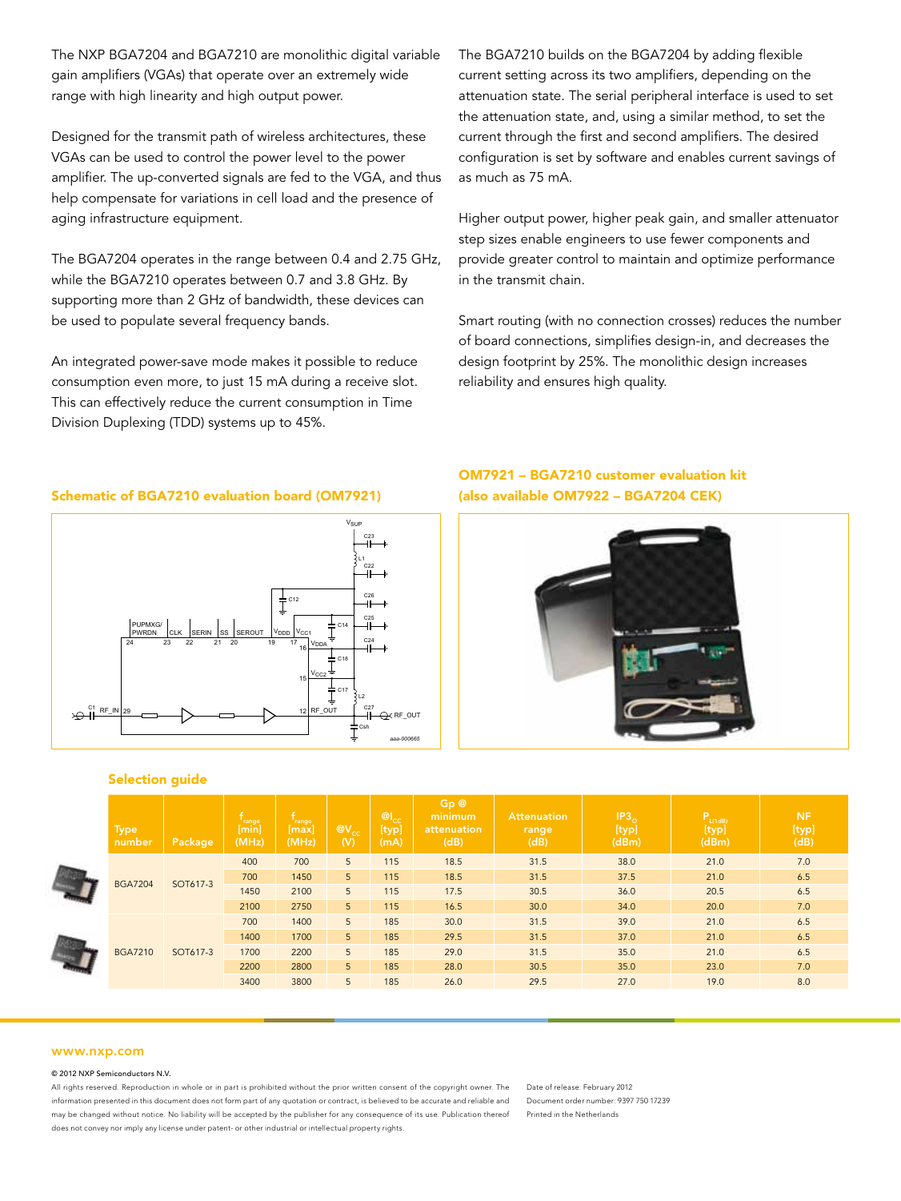The NXP BGA7204 and BGA7210 are monolithic digital variable gain amplifiers (VGAs) that operate over an extremely wide range with high linearity and high output power.

Designed for the transmit path of wireless architectures, these VGAs can be used to control the power level to the power amplifier. The up-converted signals are fed to the VGA, and thus help compensate for variations in cell load and the presence of aging infrastructure equipment.

The BGA7204 operates in the range between 0.4 and 2.75 GHz, while the BGA7210 operates between 0.7 and 3.8 GHz. By supporting more than 2 GHz of bandwidth, these devices can be used to populate several frequency bands.

An integrated power-save mode makes it possible to reduce consumption even more, to just 15 mA during a receive slot. This can effectively reduce the current consumption in Time Division Duplexing (TDD) systems up to 45%.

The BGA7210 builds on the BGA7204 by adding flexible current setting across its two amplifiers, depending on the attenuation state. The serial peripheral interface is used to set the attenuation state, and, using a similar method, to set the current through the first and second amplifiers. The desired configuration is set by software and enables current savings of as much as 75 mA.

Higher output power, higher peak gain, and smaller attenuator step sizes enable engineers to use fewer components and provide greater control to maintain and optimize performance in the transmit chain.

Smart routing (with no connection crosses) reduces the number of board connections, simplifies design-in, and decreases the design footprint by 25%. The monolithic design increases reliability and ensures high quality.

### Schematic of BGA7210 evaluation board (OM7921)

$V_{SUP}$
C23
L1
C22
C26
C12
C25
PUPMXG/PWRDN
CLK
SERIN
SS
SEROUT
$V_{DDD}$
$V_{CC1}$
C14
24
23
22
21
20
19
17
16
$V_{DDA}$
C24
C18
15
$V_{CC2}$
C17
L2
C1
RF_IN
29
12
RF_OUT
C27
RF_OUT
Csh
aaa-000665

### OM7921 – BGA7210 customer evaluation kit (also available OM7922 – BGA7204 CEK)

### Selection guide

| Type number | Package | $f_{range}$ [min] (MHz) | $f_{range}$ [max] (MHz) | @$V_{CC}$ (V) | @$I_{CC}$ [typ] (mA) | Gp @ minimum attenuation (dB) | Attenuation range (dB) | $IP3_O$ [typ] (dBm) | $P_{L(1dB)}$ [typ] (dBm) | NF [typ] (dB) |
|---|---|---|---|---|---|---|---|---|---|---|
| BGA7204 | SOT617-3 | 400 | 700 | 5 | 115 | 18.5 | 31.5 | 38.0 | 21.0 | 7.0 |
| | | 700 | 1450 | 5 | 115 | 18.5 | 31.5 | 37.5 | 21.0 | 6.5 |
| | | 1450 | 2100 | 5 | 115 | 17.5 | 30.5 | 36.0 | 20.5 | 6.5 |
| | | 2100 | 2750 | 5 | 115 | 16.5 | 30.0 | 34.0 | 20.0 | 7.0 |
| BGA7210 | SOT617-3 | 700 | 1400 | 5 | 185 | 30.0 | 31.5 | 39.0 | 21.0 | 6.5 |
| | | 1400 | 1700 | 5 | 185 | 29.5 | 31.5 | 37.0 | 21.0 | 6.5 |
| | | 1700 | 2200 | 5 | 185 | 29.0 | 31.5 | 35.0 | 21.0 | 6.5 |
| | | 2200 | 2800 | 5 | 185 | 28.0 | 30.5 | 35.0 | 23.0 | 7.0 |
| | | 3400 | 3800 | 5 | 185 | 26.0 | 29.5 | 27.0 | 19.0 | 8.0 |

www.nxp.com

© 2012 NXP Semiconductors N.V.

All rights reserved. Reproduction in whole or in part is prohibited without the prior written consent of the copyright owner. The information presented in this document does not form part of any quotation or contract, is believed to be accurate and reliable and may be changed without notice. No liability will be accepted by the publisher for any consequence of its use. Publication thereof does not convey nor imply any license under patent- or other industrial or intellectual property rights.

Date of release: February 2012
Document order number: 9397 750 17239
Printed in the Netherlands